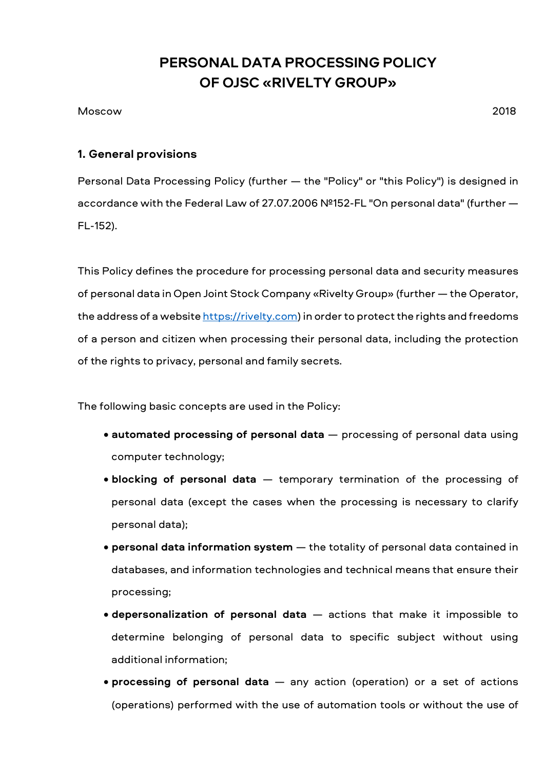# PERSONAL DATA PROCESSING POLICY OF OJSC «RIVELTY GROUP»

Moscow 2018

## 1. General provisions

Personal Data Processing Policy (further — the "Policy" or "this Policy") is designed in accordance with the Federal Law of 27.07.2006 №152-FL "On personal data" (further — FL-152).

This Policy defines the procedure for processing personal data and security measures of personal data in Open Joint Stock Company «Rivelty Group» (further — the Operator, the address of a website [https://rivelty.com](https://rivelty.com)) in order to protect the rights and freedoms of a person and citizen when processing their personal data, including the protection of the rights to privacy, personal and family secrets.

The following basic concepts are used in the Policy:

- **automated processing of personal data** — processing of personal data using computer technology;
- **blocking of personal data** — temporary termination of the processing of personal data (except the cases when the processing is necessary to clarify personal data);
- **personal data information system** — the totality of personal data contained in databases, and information technologies and technical means that ensure their processing;
- **depersonalization of personal data** — actions that make it impossible to determine belonging of personal data to specific subject without using additional information;
- **processing of personal data** — any action (operation) or a set of actions (operations) performed with the use of automation tools or without the use of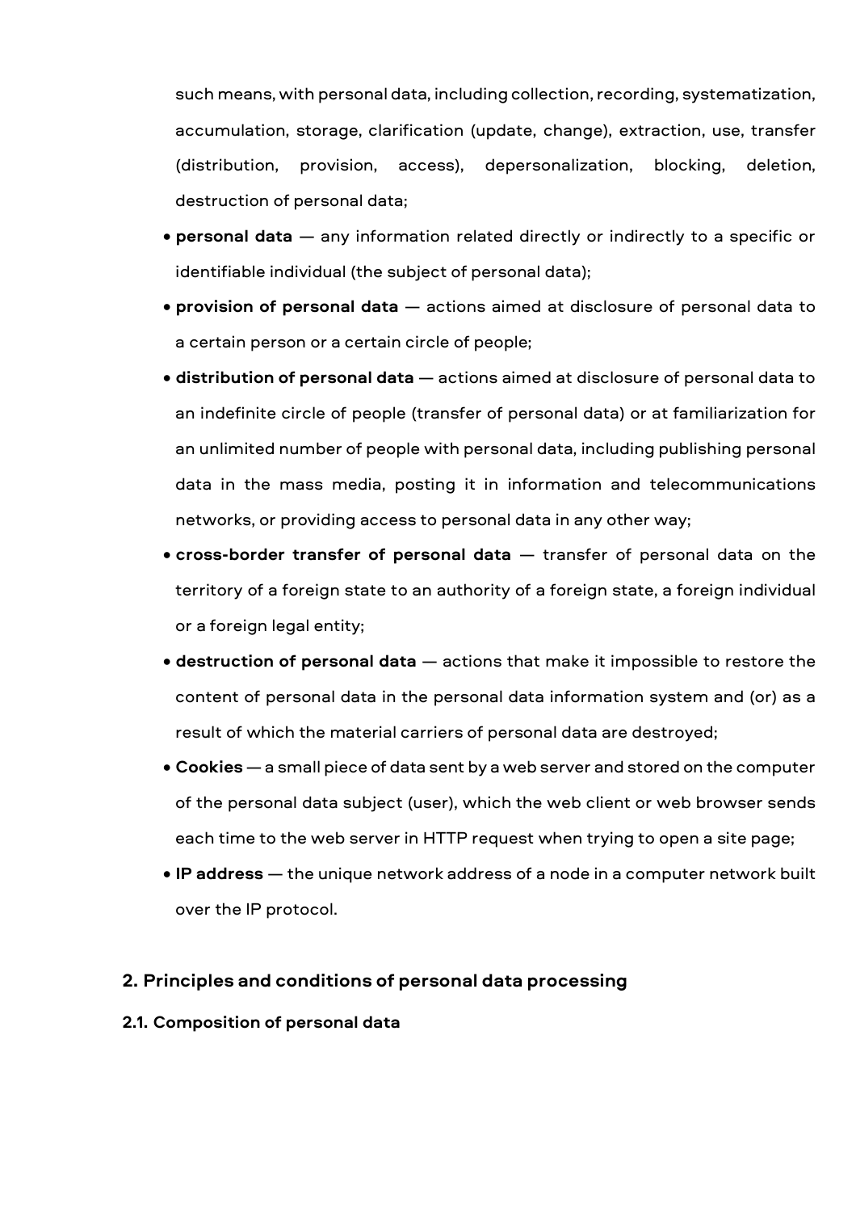such means, with personal data, including collection, recording, systematization, accumulation, storage, clarification (update, change), extraction, use, transfer (distribution, provision, access), depersonalization, blocking, deletion, destruction of personal data;

- **personal data** — any information related directly or indirectly to a specific or identifiable individual (the subject of personal data);
- **provision of personal data** — actions aimed at disclosure of personal data to a certain person or a certain circle of people;
- **distribution of personal data** — actions aimed at disclosure of personal data to an indefinite circle of people (transfer of personal data) or at familiarization for an unlimited number of people with personal data, including publishing personal data in the mass media, posting it in information and telecommunications networks, or providing access to personal data in any other way;
- **cross-border transfer of personal data** — transfer of personal data on the territory of a foreign state to an authority of a foreign state, a foreign individual or a foreign legal entity;
- **destruction of personal data** — actions that make it impossible to restore the content of personal data in the personal data information system and (or) as a result of which the material carriers of personal data are destroyed;
- **Cookies** — a small piece of data sent by a web server and stored on the computer of the personal data subject (user), which the web client or web browser sends each time to the web server in HTTP request when trying to open a site page;
- **IP address** — the unique network address of a node in a computer network built over the IP protocol.

## 2. Principles and conditions of personal data processing

### 2.1. Composition of personal data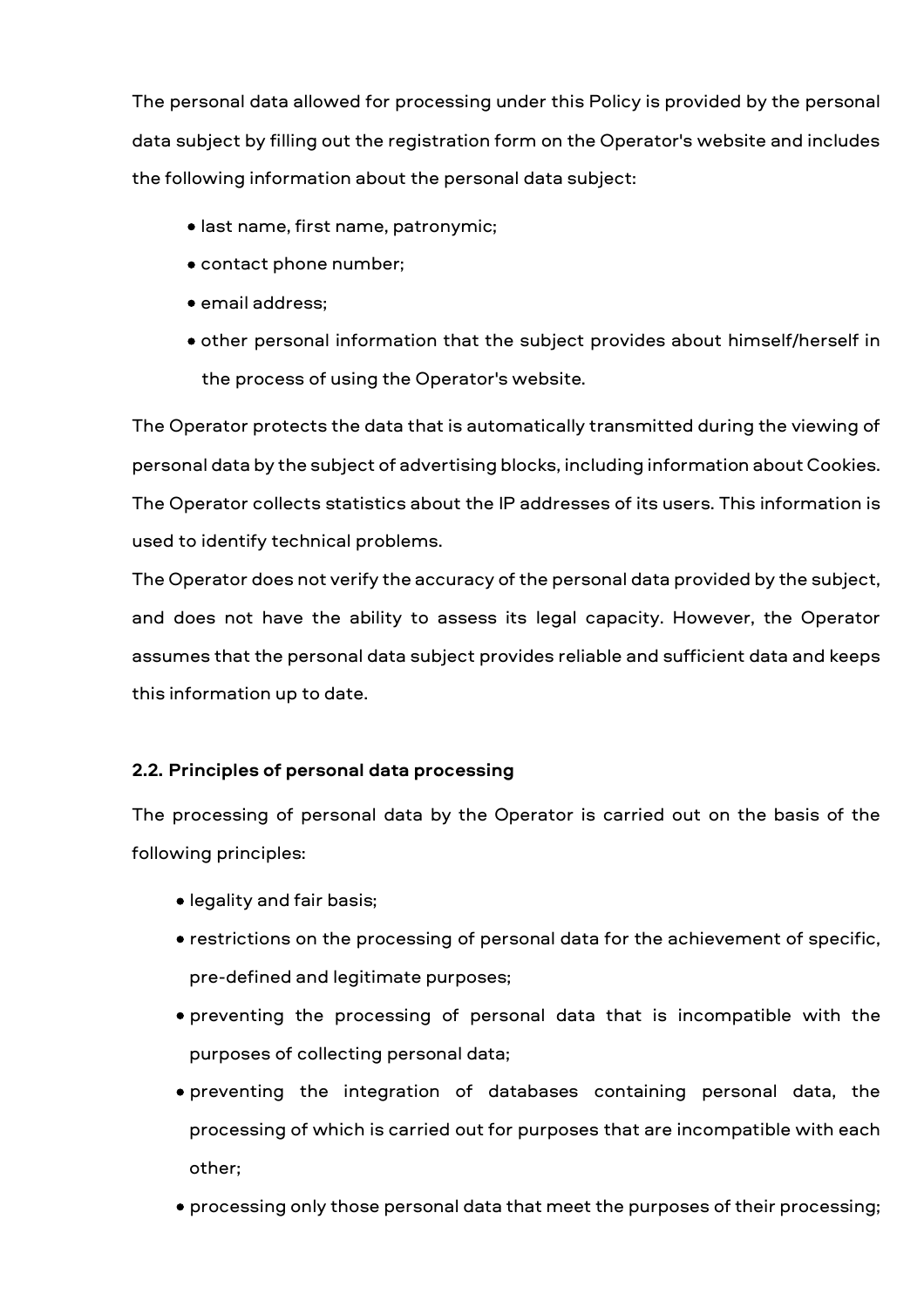The personal data allowed for processing under this Policy is provided by the personal data subject by filling out the registration form on the Operator's website and includes the following information about the personal data subject:

- last name, first name, patronymic;
- contact phone number;
- email address;
- other personal information that the subject provides about himself/herself in the process of using the Operator's website.

The Operator protects the data that is automatically transmitted during the viewing of personal data by the subject of advertising blocks, including information about Cookies. The Operator collects statistics about the IP addresses of its users. This information is used to identify technical problems.

The Operator does not verify the accuracy of the personal data provided by the subject, and does not have the ability to assess its legal capacity. However, the Operator assumes that the personal data subject provides reliable and sufficient data and keeps this information up to date.

**2.2. Principles of personal data processing**

The processing of personal data by the Operator is carried out on the basis of the following principles:

- legality and fair basis;
- restrictions on the processing of personal data for the achievement of specific, pre-defined and legitimate purposes;
- preventing the processing of personal data that is incompatible with the purposes of collecting personal data;
- preventing the integration of databases containing personal data, the processing of which is carried out for purposes that are incompatible with each other;
- processing only those personal data that meet the purposes of their processing;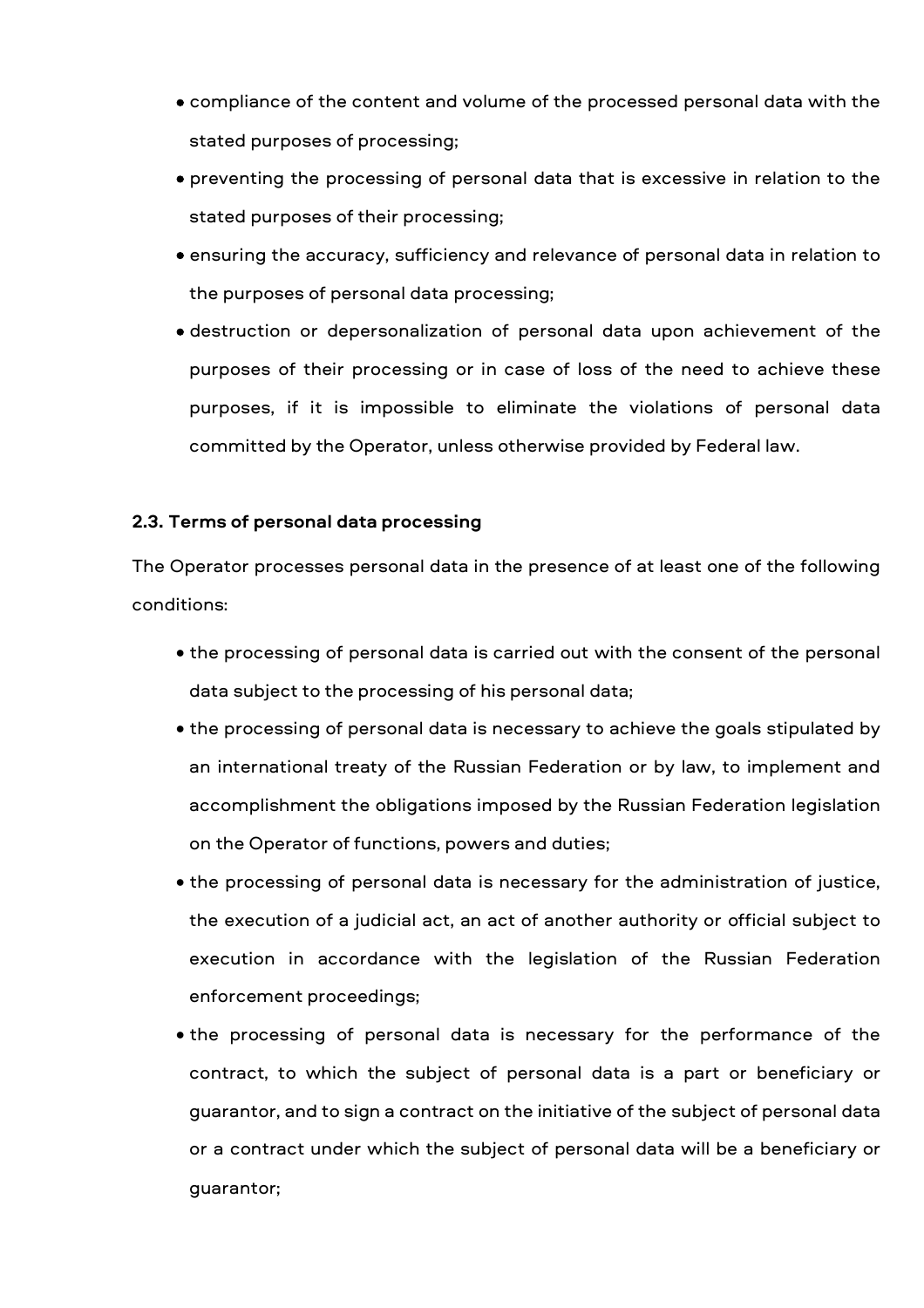- compliance of the content and volume of the processed personal data with the stated purposes of processing;
- preventing the processing of personal data that is excessive in relation to the stated purposes of their processing;
- ensuring the accuracy, sufficiency and relevance of personal data in relation to the purposes of personal data processing;
- destruction or depersonalization of personal data upon achievement of the purposes of their processing or in case of loss of the need to achieve these purposes, if it is impossible to eliminate the violations of personal data committed by the Operator, unless otherwise provided by Federal law.

**2.3. Terms of personal data processing**

The Operator processes personal data in the presence of at least one of the following conditions:

- the processing of personal data is carried out with the consent of the personal data subject to the processing of his personal data;
- the processing of personal data is necessary to achieve the goals stipulated by an international treaty of the Russian Federation or by law, to implement and accomplishment the obligations imposed by the Russian Federation legislation on the Operator of functions, powers and duties;
- the processing of personal data is necessary for the administration of justice, the execution of a judicial act, an act of another authority or official subject to execution in accordance with the legislation of the Russian Federation enforcement proceedings;
- the processing of personal data is necessary for the performance of the contract, to which the subject of personal data is a part or beneficiary or guarantor, and to sign a contract on the initiative of the subject of personal data or a contract under which the subject of personal data will be a beneficiary or guarantor;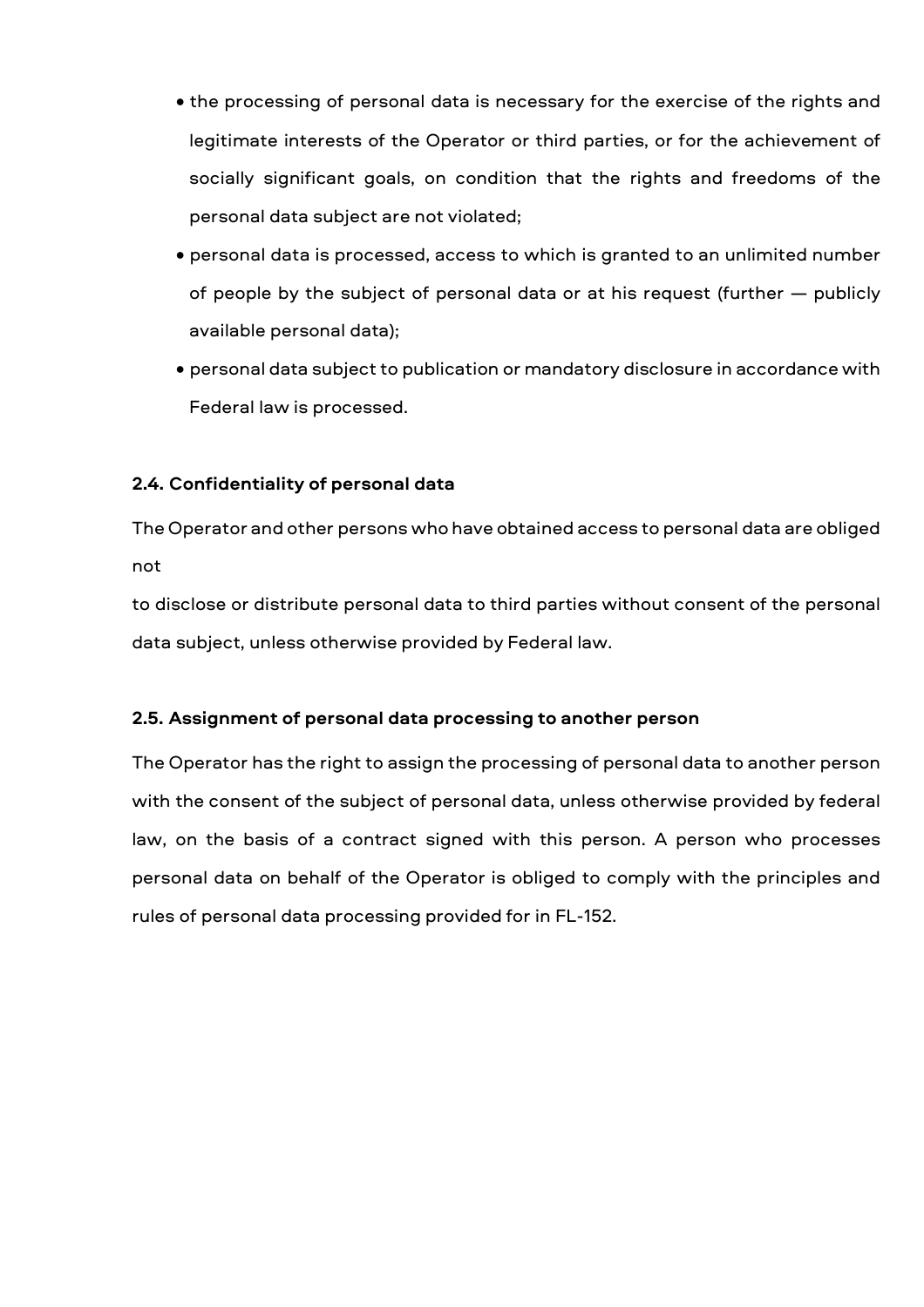- the processing of personal data is necessary for the exercise of the rights and legitimate interests of the Operator or third parties, or for the achievement of socially significant goals, on condition that the rights and freedoms of the personal data subject are not violated;
- personal data is processed, access to which is granted to an unlimited number of people by the subject of personal data or at his request (further — publicly available personal data);
- personal data subject to publication or mandatory disclosure in accordance with Federal law is processed.

**2.4. Confidentiality of personal data**

The Operator and other persons who have obtained access to personal data are obliged not

to disclose or distribute personal data to third parties without consent of the personal data subject, unless otherwise provided by Federal law.

**2.5. Assignment of personal data processing to another person**

The Operator has the right to assign the processing of personal data to another person with the consent of the subject of personal data, unless otherwise provided by federal law, on the basis of a contract signed with this person. A person who processes personal data on behalf of the Operator is obliged to comply with the principles and rules of personal data processing provided for in FL-152.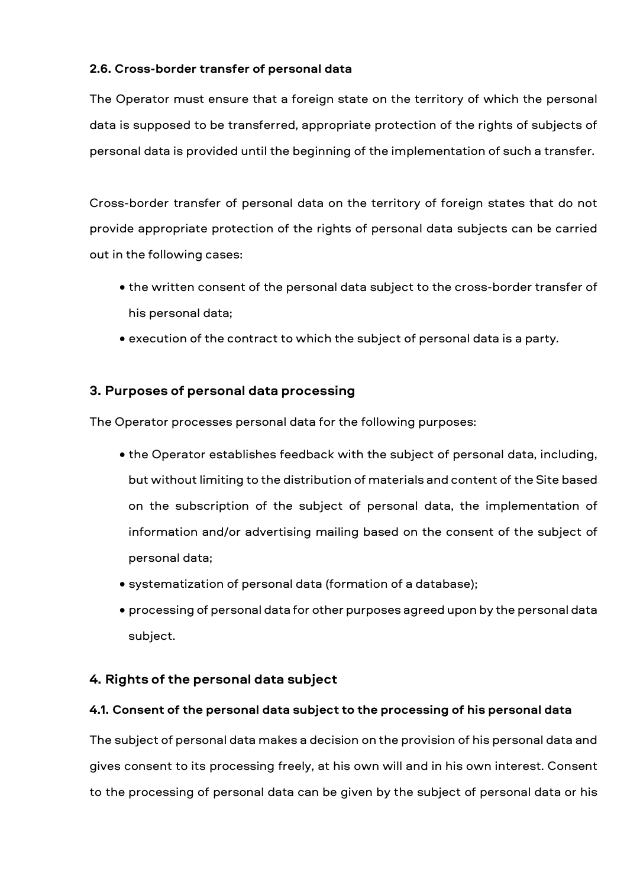### 2.6. Cross-border transfer of personal data

The Operator must ensure that a foreign state on the territory of which the personal data is supposed to be transferred, appropriate protection of the rights of subjects of personal data is provided until the beginning of the implementation of such a transfer.

Cross-border transfer of personal data on the territory of foreign states that do not provide appropriate protection of the rights of personal data subjects can be carried out in the following cases:

- the written consent of the personal data subject to the cross-border transfer of his personal data;
- execution of the contract to which the subject of personal data is a party.

## 3. Purposes of personal data processing

The Operator processes personal data for the following purposes:

- the Operator establishes feedback with the subject of personal data, including, but without limiting to the distribution of materials and content of the Site based on the subscription of the subject of personal data, the implementation of information and/or advertising mailing based on the consent of the subject of personal data;
- systematization of personal data (formation of a database);
- processing of personal data for other purposes agreed upon by the personal data subject.

## 4. Rights of the personal data subject

### 4.1. Consent of the personal data subject to the processing of his personal data

The subject of personal data makes a decision on the provision of his personal data and gives consent to its processing freely, at his own will and in his own interest. Consent to the processing of personal data can be given by the subject of personal data or his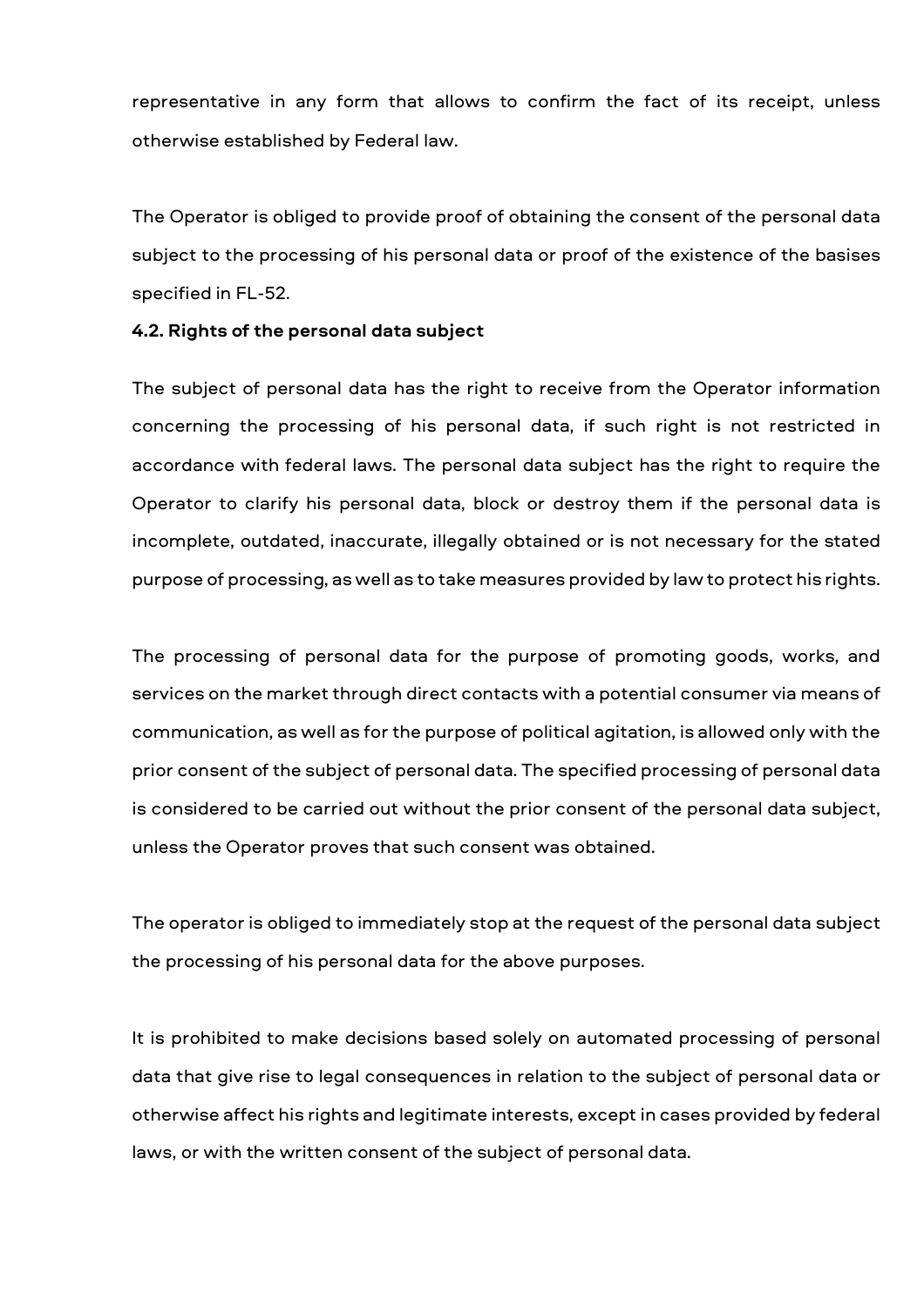representative in any form that allows to confirm the fact of its receipt, unless otherwise established by Federal law.

The Operator is obliged to provide proof of obtaining the consent of the personal data subject to the processing of his personal data or proof of the existence of the basises specified in FL-52.

**4.2. Rights of the personal data subject**

The subject of personal data has the right to receive from the Operator information concerning the processing of his personal data, if such right is not restricted in accordance with federal laws. The personal data subject has the right to require the Operator to clarify his personal data, block or destroy them if the personal data is incomplete, outdated, inaccurate, illegally obtained or is not necessary for the stated purpose of processing, as well as to take measures provided by law to protect his rights.

The processing of personal data for the purpose of promoting goods, works, and services on the market through direct contacts with a potential consumer via means of communication, as well as for the purpose of political agitation, is allowed only with the prior consent of the subject of personal data. The specified processing of personal data is considered to be carried out without the prior consent of the personal data subject, unless the Operator proves that such consent was obtained.

The operator is obliged to immediately stop at the request of the personal data subject the processing of his personal data for the above purposes.

It is prohibited to make decisions based solely on automated processing of personal data that give rise to legal consequences in relation to the subject of personal data or otherwise affect his rights and legitimate interests, except in cases provided by federal laws, or with the written consent of the subject of personal data.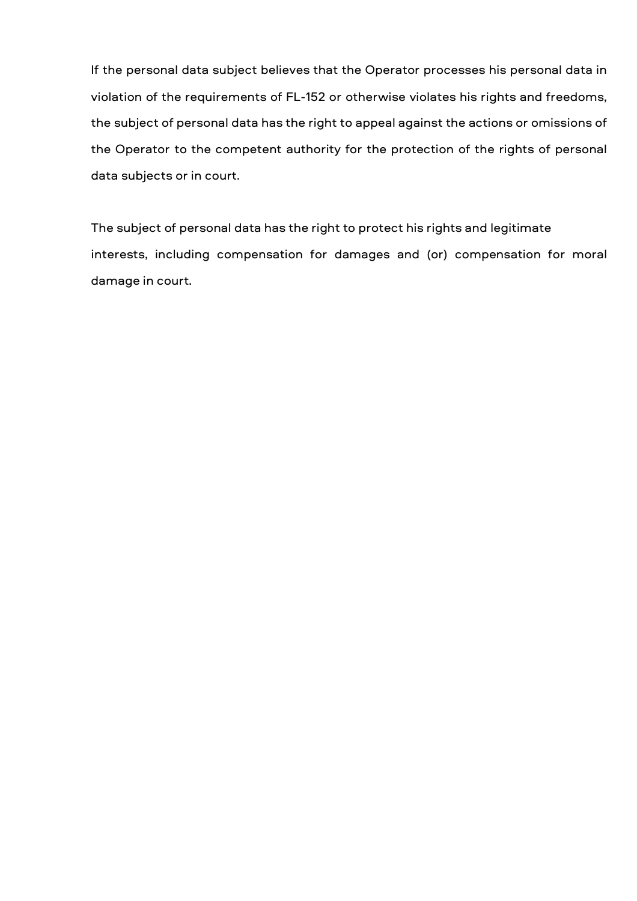If the personal data subject believes that the Operator processes his personal data in violation of the requirements of FL-152 or otherwise violates his rights and freedoms, the subject of personal data has the right to appeal against the actions or omissions of the Operator to the competent authority for the protection of the rights of personal data subjects or in court.

The subject of personal data has the right to protect his rights and legitimate interests, including compensation for damages and (or) compensation for moral damage in court.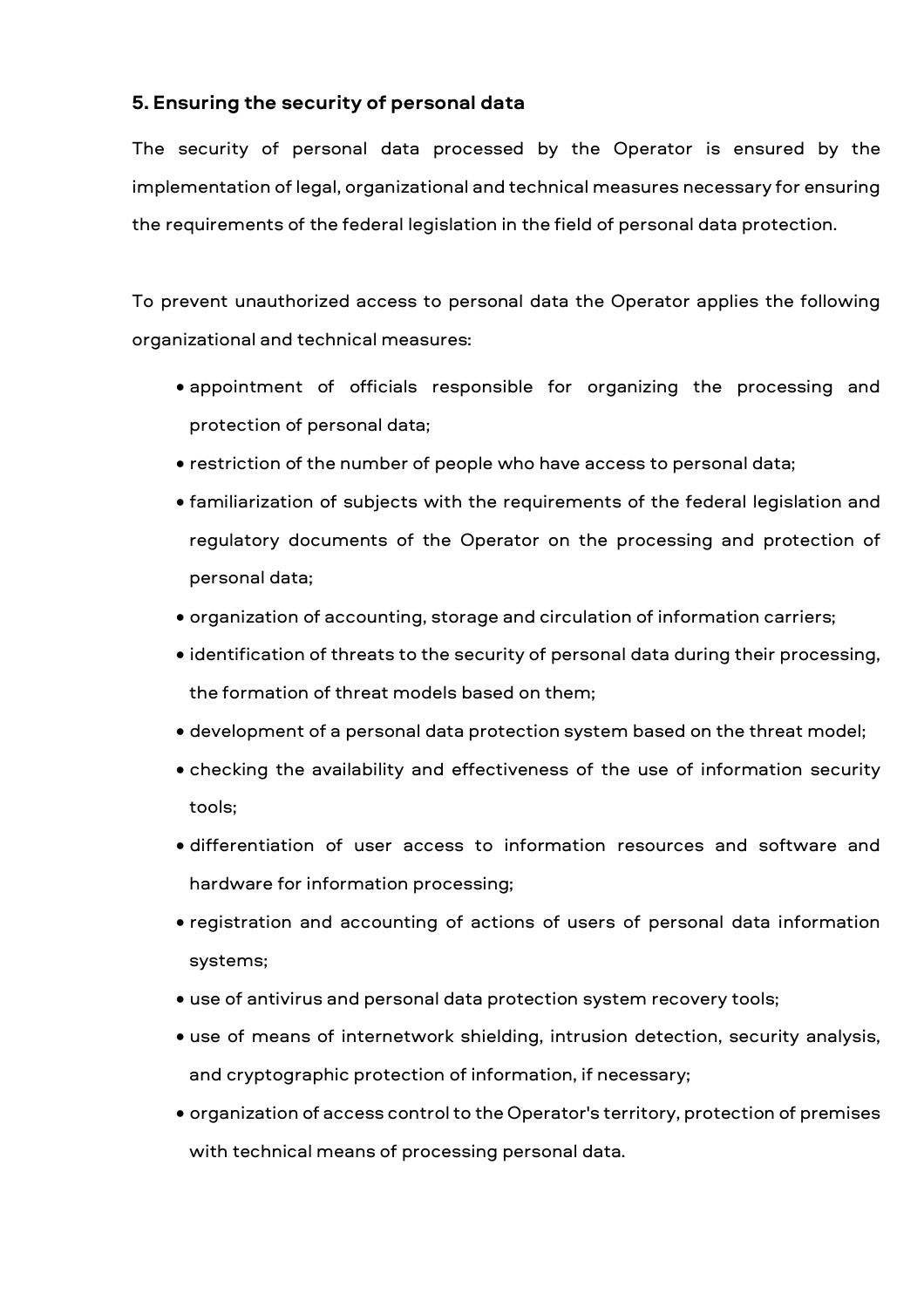### 5. Ensuring the security of personal data

The security of personal data processed by the Operator is ensured by the implementation of legal, organizational and technical measures necessary for ensuring the requirements of the federal legislation in the field of personal data protection.

To prevent unauthorized access to personal data the Operator applies the following organizational and technical measures:

- appointment of officials responsible for organizing the processing and protection of personal data;
- restriction of the number of people who have access to personal data;
- familiarization of subjects with the requirements of the federal legislation and regulatory documents of the Operator on the processing and protection of personal data;
- organization of accounting, storage and circulation of information carriers;
- identification of threats to the security of personal data during their processing, the formation of threat models based on them;
- development of a personal data protection system based on the threat model;
- checking the availability and effectiveness of the use of information security tools;
- differentiation of user access to information resources and software and hardware for information processing;
- registration and accounting of actions of users of personal data information systems;
- use of antivirus and personal data protection system recovery tools;
- use of means of internetwork shielding, intrusion detection, security analysis, and cryptographic protection of information, if necessary;
- organization of access control to the Operator's territory, protection of premises with technical means of processing personal data.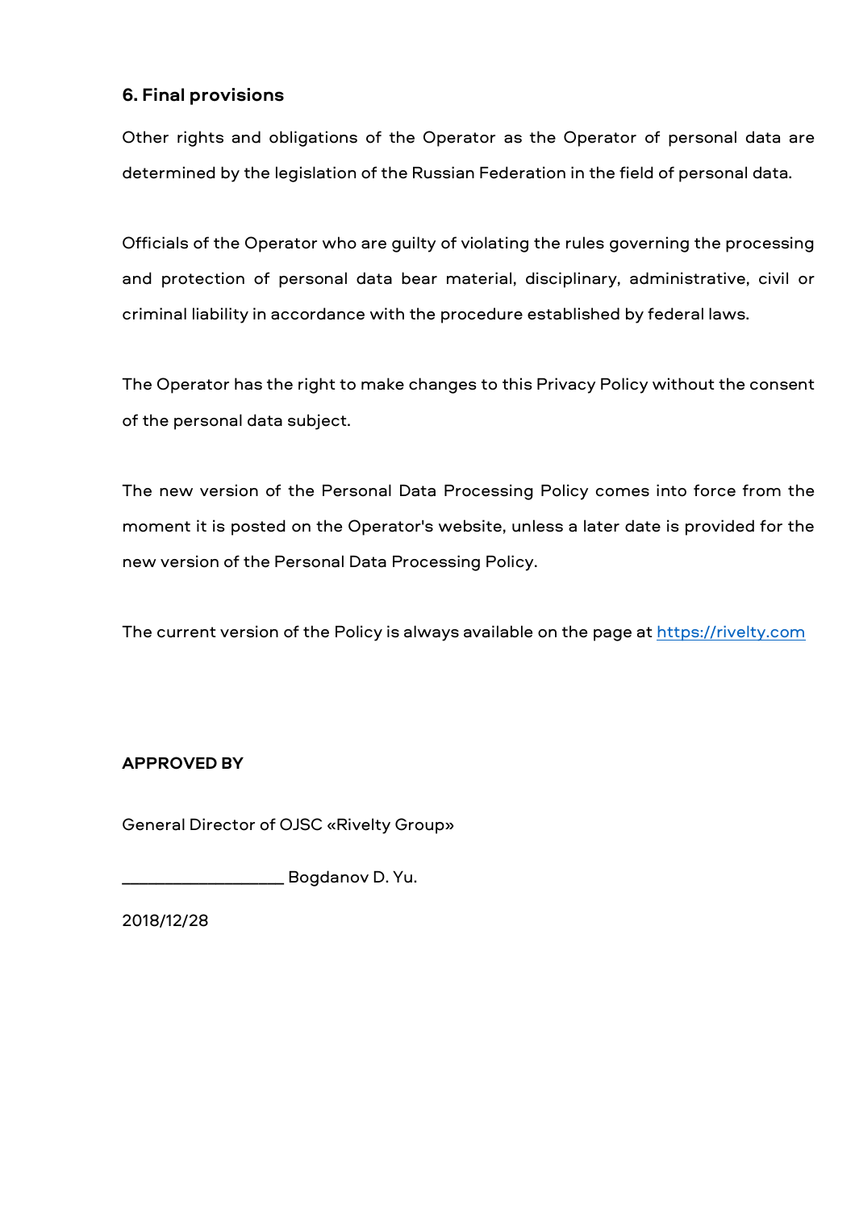## 6. Final provisions

Other rights and obligations of the Operator as the Operator of personal data are determined by the legislation of the Russian Federation in the field of personal data.

Officials of the Operator who are guilty of violating the rules governing the processing and protection of personal data bear material, disciplinary, administrative, civil or criminal liability in accordance with the procedure established by federal laws.

The Operator has the right to make changes to this Privacy Policy without the consent of the personal data subject.

The new version of the Personal Data Processing Policy comes into force from the moment it is posted on the Operator's website, unless a later date is provided for the new version of the Personal Data Processing Policy.

The current version of the Policy is always available on the page at [https://rivelty.com](https://rivelty.com)

**APPROVED BY**

General Director of OJSC «Rivelty Group»

__________________ Bogdanov D. Yu.

2018/12/28